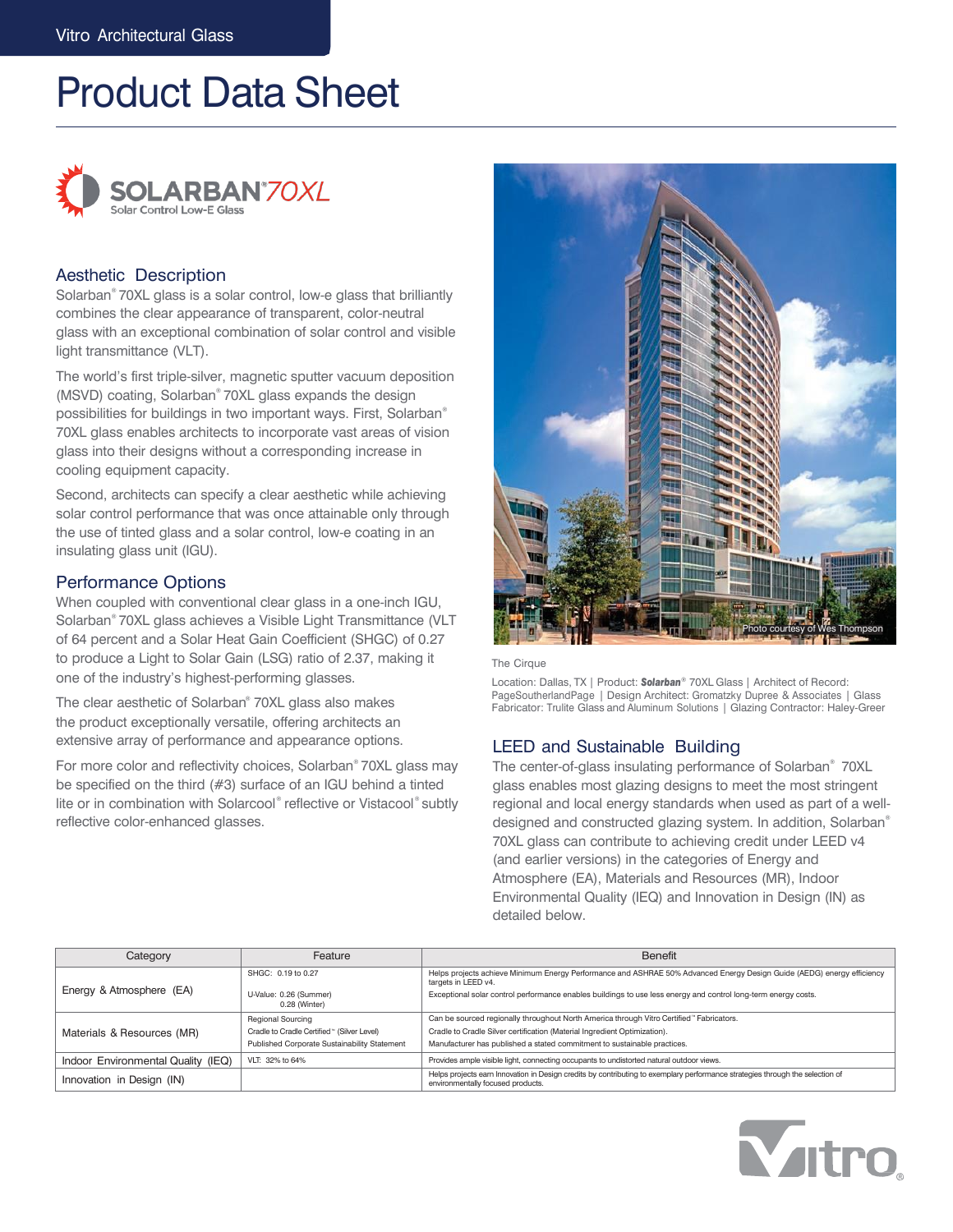# Product Data Sheet

## SOLARBAN® 70XL
Solar Control Low-E Glass

### Aesthetic Description

Solarban® 70XL glass is a solar control, low-e glass that brilliantly combines the clear appearance of transparent, color-neutral glass with an exceptional combination of solar control and visible light transmittance (VLT).

The world's first triple-silver, magnetic sputter vacuum deposition (MSVD) coating, Solarban® 70XL glass expands the design possibilities for buildings in two important ways. First, Solarban® 70XL glass enables architects to incorporate vast areas of vision glass into their designs without a corresponding increase in cooling equipment capacity.

Second, architects can specify a clear aesthetic while achieving solar control performance that was once attainable only through the use of tinted glass and a solar control, low-e coating in an insulating glass unit (IGU).

### Performance Options

When coupled with conventional clear glass in a one-inch IGU, Solarban® 70XL glass achieves a Visible Light Transmittance (VLT of 64 percent and a Solar Heat Gain Coefficient (SHGC) of 0.27 to produce a Light to Solar Gain (LSG) ratio of 2.37, making it one of the industry's highest-performing glasses.

The clear aesthetic of Solarban® 70XL glass also makes the product exceptionally versatile, offering architects an extensive array of performance and appearance options.

For more color and reflectivity choices, Solarban® 70XL glass may be specified on the third (#3) surface of an IGU behind a tinted lite or in combination with Solarcool® reflective or Vistacool® subtly reflective color-enhanced glasses.

Photo courtesy of Wes Thompson

The Cirque

Location: Dallas, TX | Product: **Solarban®** 70XL Glass | Architect of Record: PageSoutherlandPage | Design Architect: Gromatzky Dupree & Associates | Glass Fabricator: Trulite Glass and Aluminum Solutions | Glazing Contractor: Haley-Greer

### LEED and Sustainable Building

The center-of-glass insulating performance of Solarban® 70XL glass enables most glazing designs to meet the most stringent regional and local energy standards when used as part of a well-designed and constructed glazing system. In addition, Solarban® 70XL glass can contribute to achieving credit under LEED v4 (and earlier versions) in the categories of Energy and Atmosphere (EA), Materials and Resources (MR), Indoor Environmental Quality (IEQ) and Innovation in Design (IN) as detailed below.

| Category | Feature | Benefit |
|---|---|---|
| Energy & Atmosphere (EA) | SHGC: 0.19 to 0.27 | Helps projects achieve Minimum Energy Performance and ASHRAE 50% Advanced Energy Design Guide (AEDG) energy efficiency targets in LEED v4. |
| | U-Value: 0.26 (Summer) 0.28 (Winter) | Exceptional solar control performance enables buildings to use less energy and control long-term energy costs. |
| Materials & Resources (MR) | Regional Sourcing | Can be sourced regionally throughout North America through Vitro Certified℠ Fabricators. |
| | Cradle to Cradle Certified™ (Silver Level) | Cradle to Cradle Silver certification (Material Ingredient Optimization). |
| | Published Corporate Sustainability Statement | Manufacturer has published a stated commitment to sustainable practices. |
| Indoor Environmental Quality (IEQ) | VLT: 32% to 64% | Provides ample visible light, connecting occupants to undistorted natural outdoor views. |
| Innovation in Design (IN) | | Helps projects earn Innovation in Design credits by contributing to exemplary performance strategies through the selection of environmentally focused products. |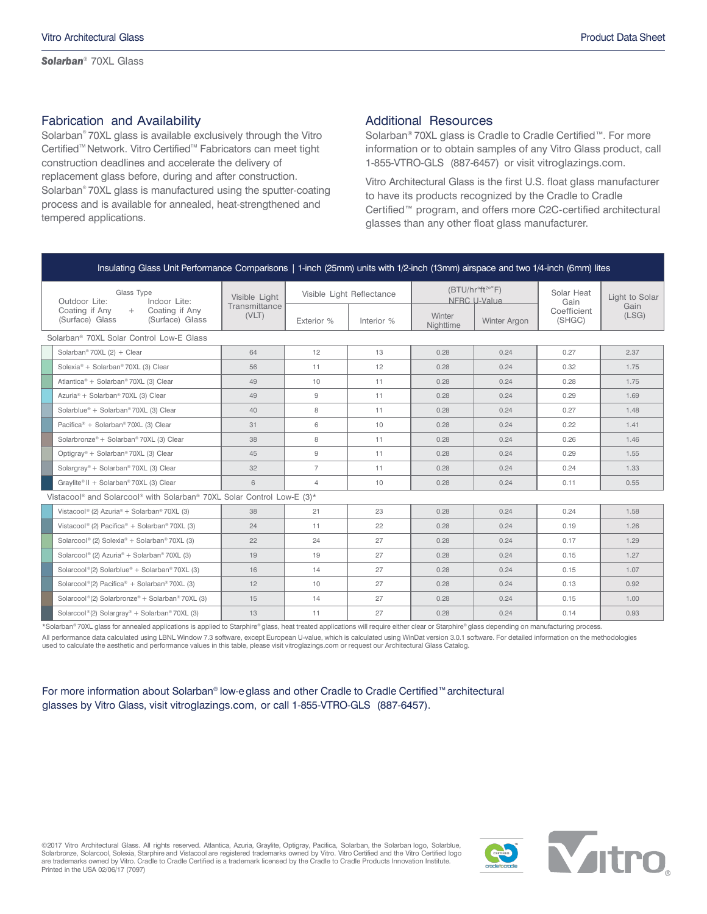## Fabrication and Availability

Solarban® 70XL glass is available exclusively through the Vitro Certified™ Network. Vitro Certified™ Fabricators can meet tight construction deadlines and accelerate the delivery of replacement glass before, during and after construction. Solarban® 70XL glass is manufactured using the sputter-coating process and is available for annealed, heat-strengthened and tempered applications.

## Additional Resources

Solarban® 70XL glass is Cradle to Cradle Certified™. For more information or to obtain samples of any Vitro Glass product, call 1-855-VTRO-GLS (887-6457) or visit vitroglazings.com.

Vitro Architectural Glass is the first U.S. float glass manufacturer to have its products recognized by the Cradle to Cradle Certified™ program, and offers more C2C-certified architectural glasses than any other float glass manufacturer.

**Insulating Glass Unit Performance Comparisons | 1-inch (25mm) units with 1/2-inch (13mm) airspace and two 1/4-inch (6mm) lites**

| Glass Type: Outdoor Lite: Coating if Any (Surface) Glass + Indoor Lite: Coating if Any (Surface) Glass | Visible Light Transmittance (VLT) | Visible Light Reflectance | | (BTU/hr\*ft²°F) NFRC U-Value | | Solar Heat Gain Coefficient (SHGC) | Light to Solar Gain (LSG) |
|---|---|---|---|---|---|---|---|
| | | Exterior % | Interior % | Winter Nighttime | Winter Argon | | |
| **Solarban® 70XL Solar Control Low-E Glass** | | | | | | | |
| Solarban® 70XL (2) + Clear | 64 | 12 | 13 | 0.28 | 0.24 | 0.27 | 2.37 |
| Solexia® + Solarban® 70XL (3) Clear | 56 | 11 | 12 | 0.28 | 0.24 | 0.32 | 1.75 |
| Atlantica® + Solarban® 70XL (3) Clear | 49 | 10 | 11 | 0.28 | 0.24 | 0.28 | 1.75 |
| Azuria® + Solarban® 70XL (3) Clear | 49 | 9 | 11 | 0.28 | 0.24 | 0.29 | 1.69 |
| Solarblue® + Solarban® 70XL (3) Clear | 40 | 8 | 11 | 0.28 | 0.24 | 0.27 | 1.48 |
| Pacifica® + Solarban® 70XL (3) Clear | 31 | 6 | 10 | 0.28 | 0.24 | 0.22 | 1.41 |
| Solarbronze® + Solarban® 70XL (3) Clear | 38 | 8 | 11 | 0.28 | 0.24 | 0.26 | 1.46 |
| Optigray® + Solarban® 70XL (3) Clear | 45 | 9 | 11 | 0.28 | 0.24 | 0.29 | 1.55 |
| Solargray® + Solarban® 70XL (3) Clear | 32 | 7 | 11 | 0.28 | 0.24 | 0.24 | 1.33 |
| Graylite® II + Solarban® 70XL (3) Clear | 6 | 4 | 10 | 0.28 | 0.24 | 0.11 | 0.55 |
| **Vistacool® and Solarcool® with Solarban® 70XL Solar Control Low-E (3)\*** | | | | | | | |
| Vistacool® (2) Azuria® + Solarban® 70XL (3) | 38 | 21 | 23 | 0.28 | 0.24 | 0.24 | 1.58 |
| Vistacool® (2) Pacifica® + Solarban® 70XL (3) | 24 | 11 | 22 | 0.28 | 0.24 | 0.19 | 1.26 |
| Solarcool® (2) Solexia® + Solarban® 70XL (3) | 22 | 24 | 27 | 0.28 | 0.24 | 0.17 | 1.29 |
| Solarcool® (2) Azuria® + Solarban® 70XL (3) | 19 | 19 | 27 | 0.28 | 0.24 | 0.15 | 1.27 |
| Solarcool® (2) Solarblue® + Solarban® 70XL (3) | 16 | 14 | 27 | 0.28 | 0.24 | 0.15 | 1.07 |
| Solarcool® (2) Pacifica® + Solarban® 70XL (3) | 12 | 10 | 27 | 0.28 | 0.24 | 0.13 | 0.92 |
| Solarcool® (2) Solarbronze® + Solarban® 70XL (3) | 15 | 14 | 27 | 0.28 | 0.24 | 0.15 | 1.00 |
| Solarcool® (2) Solargray® + Solarban® 70XL (3) | 13 | 11 | 27 | 0.28 | 0.24 | 0.14 | 0.93 |

\*Solarban® 70XL glass for annealed applications is applied to Starphire® glass, heat treated applications will require either clear or Starphire® glass depending on manufacturing process.

All performance data calculated using LBNL Window 7.3 software, except European U-value, which is calculated using WinDat version 3.0.1 software. For detailed information on the methodologies used to calculate the aesthetic and performance values in this table, please visit vitroglazings.com or request our Architectural Glass Catalog.

For more information about Solarban® low-e glass and other Cradle to Cradle Certified™ architectural glasses by Vitro Glass, visit vitroglazings.com, or call 1-855-VTRO-GLS (887-6457).

©2017 Vitro Architectural Glass. All rights reserved. Atlantica, Azuria, Graylite, Optigray, Pacifica, Solarban, the Solarban logo, Solarblue, Solarbronze, Solarcool, Solexia, Starphire and Vistacool are registered trademarks owned by Vitro. Vitro Certified and the Vitro Certified logo are trademarks owned by Vitro. Cradle to Cradle Certified is a trademark licensed by the Cradle to Cradle Products Innovation Institute. Printed in the USA 02/06/17 (7097)